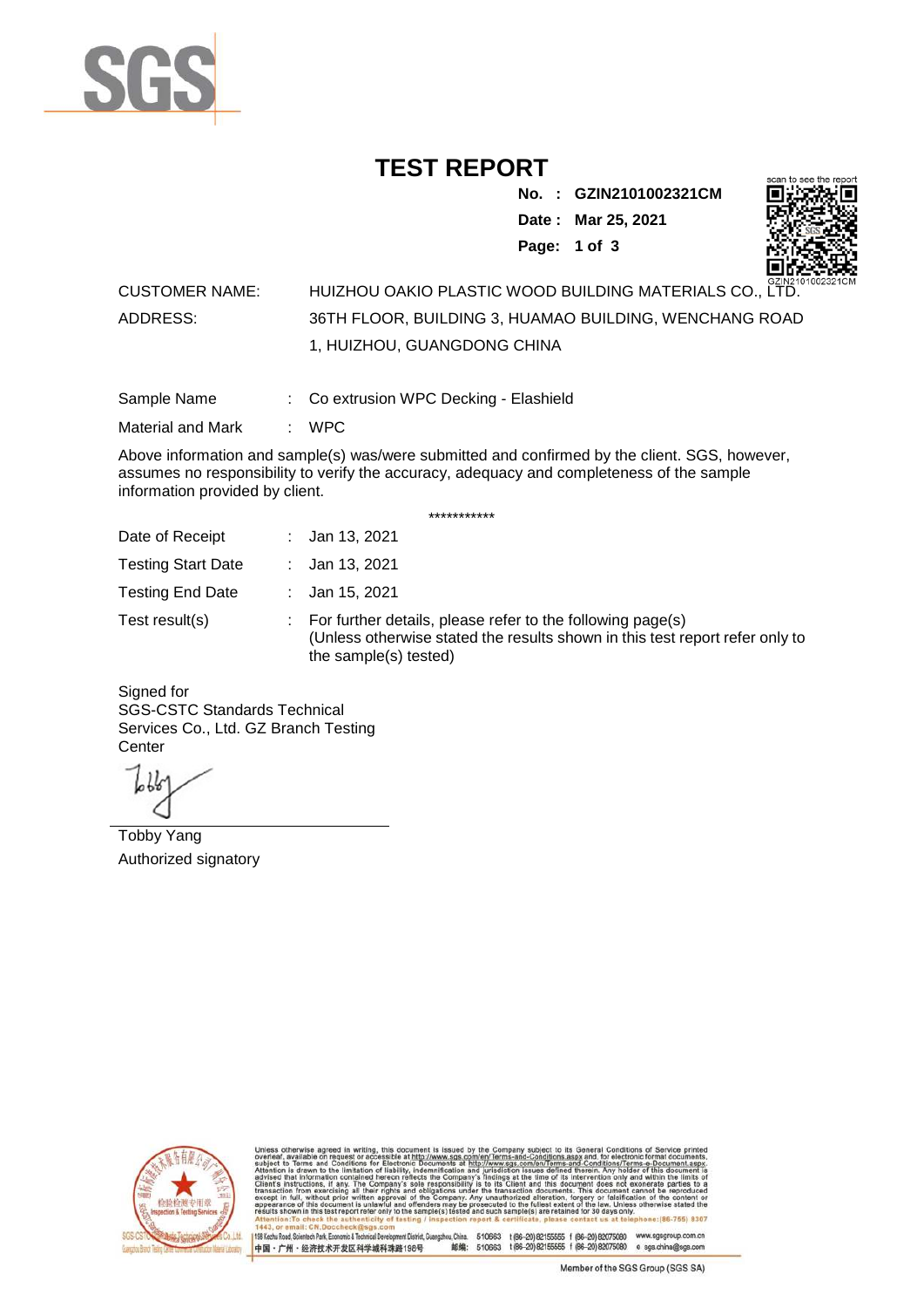# TEST REPORT

**No. : GZIN2101002321CM**
**Date : Mar 25, 2021**

CUSTOMER NAME: HUIZHOU OAKIO PLASTIC WOOD BUILDING MATERIALS CO., LTD.

ADDRESS: 36TH FLOOR, BUILDING 3, HUAMAO BUILDING, WENCHANG ROAD 1, HUIZHOU, GUANGDONG CHINA

Sample Name : Co extrusion WPC Decking - Elashield

Material and Mark : WPC

Above information and sample(s) was/were submitted and confirmed by the client. SGS, however, assumes no responsibility to verify the accuracy, adequacy and completeness of the sample information provided by client.

***********

Date of Receipt : Jan 13, 2021

Testing Start Date : Jan 13, 2021

Testing End Date : Jan 15, 2021

Test result(s) : For further details, please refer to the following page(s)
(Unless otherwise stated the results shown in this test report refer only to the sample(s) tested)

Signed for
SGS-CSTC Standards Technical Services Co., Ltd. GZ Branch Testing Center

Tobby Yang
Authorized signatory

Unless otherwise agreed in writing, this document is issued by the Company subject to its General Conditions of Service printed overleaf, available on request or accessible at http://www.sgs.com/en/Terms-and-Conditions.aspx and, for electronic format documents, subject to Terms and Conditions for Electronic Documents at http://www.sgs.com/en/Terms-and-Conditions/Terms-e-Document.aspx. Attention is drawn to the limitation of liability, indemnification and jurisdiction issues defined therein. Any holder of this document is advised that information contained hereon reflects the Company's findings at the time of its intervention only and within the limits of Client's instructions, if any. The Company's sole responsibility is to its Client and this document does not exonerate parties to a transaction from exercising all their rights and obligations under the transaction documents. This document cannot be reproduced except in full, without prior written approval of the Company. Any unauthorized alteration, forgery or falsification of the content or appearance of this document is unlawful and offenders may be prosecuted to the fullest extent of the law. Unless otherwise stated the results shown in this test report refer only to the sample(s) tested and such sample(s) are retained for 30 days only.
Attention: To check the authenticity of testing / inspection report & certificate, please contact us at telephone: (86-755) 8307 1443, or email: CN.Doccheck@sgs.com

198 Kezhu Road, Scientech Park, Economic & Technical Development District, Guangzhou, China. 510663 t (86-20) 82155555 f (86-20) 82075080 www.sgsgroup.com.cn
中国・广州・经济技术开发区科学城科珠路198号 邮编: 510663 t (86-20) 82155555 f (86-20) 82075080 e sgs.china@sgs.com

Member of the SGS Group (SGS SA)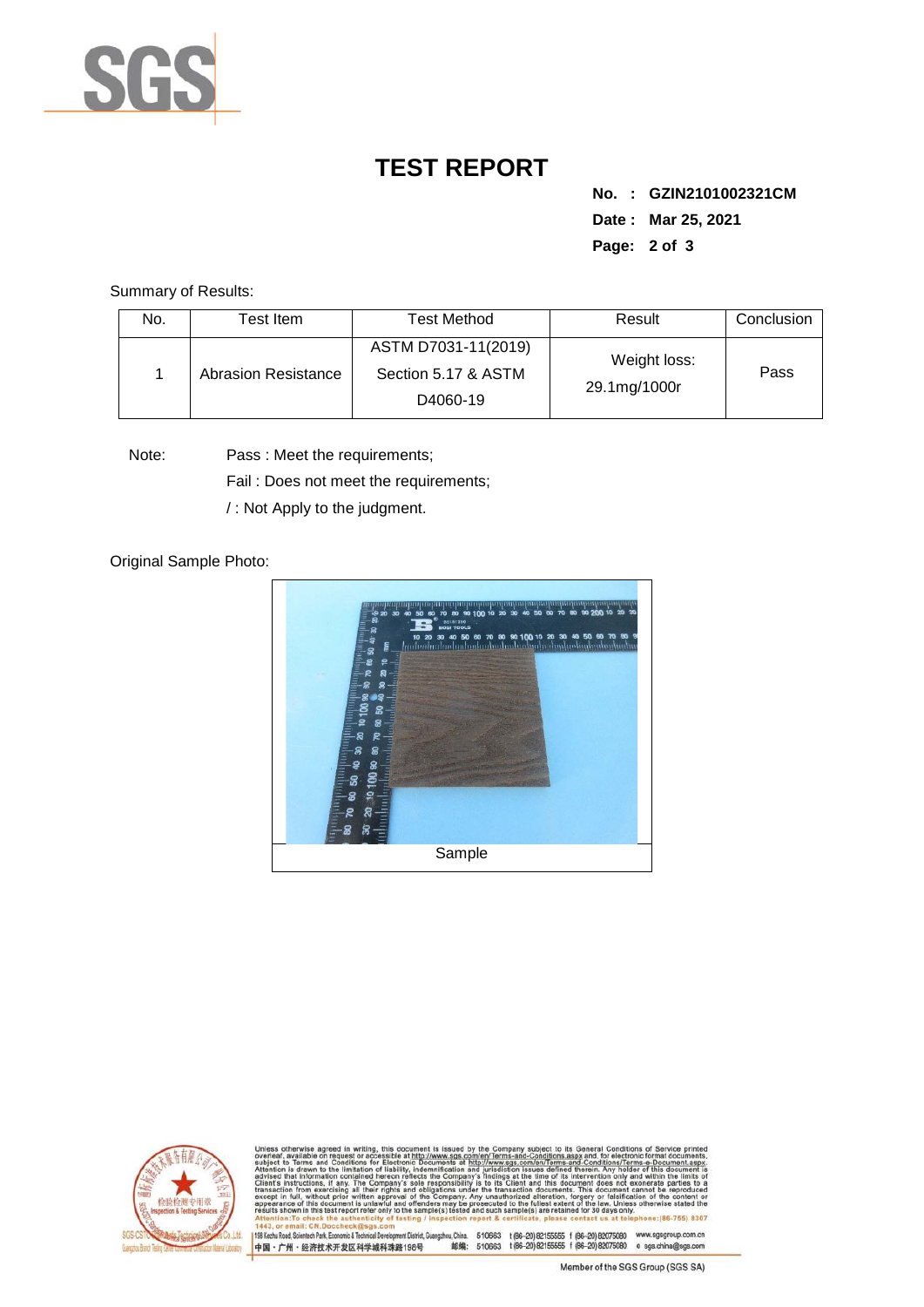# TEST REPORT

**No. : GZIN2101002321CM**

**Date : Mar 25, 2021**

Summary of Results:

| No. | Test Item | Test Method | Result | Conclusion |
|---|---|---|---|---|
| 1 | Abrasion Resistance | ASTM D7031-11(2019) Section 5.17 & ASTM D4060-19 | Weight loss: 29.1mg/1000r | Pass |

Note: Pass : Meet the requirements;

Fail : Does not meet the requirements;

/ : Not Apply to the judgment.

Original Sample Photo:

Sample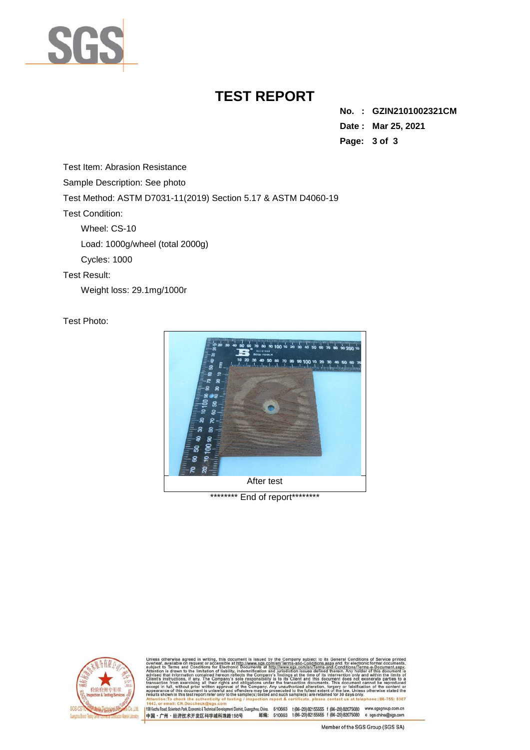# TEST REPORT

**No. : GZIN2101002321CM**
**Date : Mar 25, 2021**

Test Item: Abrasion Resistance

Sample Description: See photo

Test Method: ASTM D7031-11(2019) Section 5.17 & ASTM D4060-19

Test Condition:

Wheel: CS-10

Load: 1000g/wheel (total 2000g)

Cycles: 1000

Test Result:

Weight loss: 29.1mg/1000r

Test Photo:

After test

******** End of report********